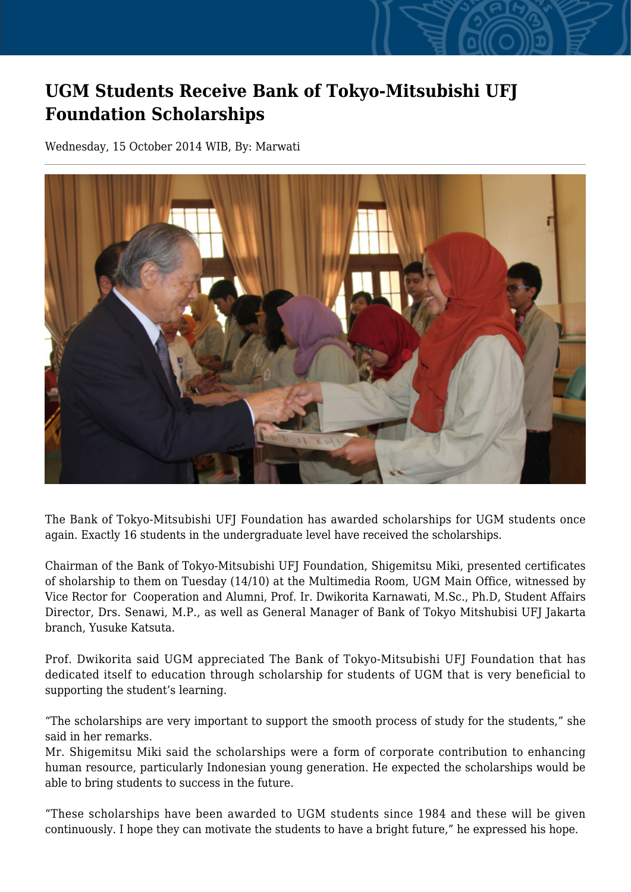# UGM Students Receive Bank of Tokyo-Mitsubishi UFJ Foundation Scholarships

Wednesday, 15 October 2014 WIB, By: Marwati

The Bank of Tokyo-Mitsubishi UFJ Foundation has awarded scholarships for UGM students once again. Exactly 16 students in the undergraduate level have received the scholarships.

Chairman of the Bank of Tokyo-Mitsubishi UFJ Foundation, Shigemitsu Miki, presented certificates of sholarship to them on Tuesday (14/10) at the Multimedia Room, UGM Main Office, witnessed by Vice Rector for Cooperation and Alumni, Prof. Ir. Dwikorita Karnawati, M.Sc., Ph.D, Student Affairs Director, Drs. Senawi, M.P., as well as General Manager of Bank of Tokyo Mitshubisi UFJ Jakarta branch, Yusuke Katsuta.

Prof. Dwikorita said UGM appreciated The Bank of Tokyo-Mitsubishi UFJ Foundation that has dedicated itself to education through scholarship for students of UGM that is very beneficial to supporting the student's learning.

"The scholarships are very important to support the smooth process of study for the students," she said in her remarks.
Mr. Shigemitsu Miki said the scholarships were a form of corporate contribution to enhancing human resource, particularly Indonesian young generation. He expected the scholarships would be able to bring students to success in the future.

"These scholarships have been awarded to UGM students since 1984 and these will be given continuously. I hope they can motivate the students to have a bright future," he expressed his hope.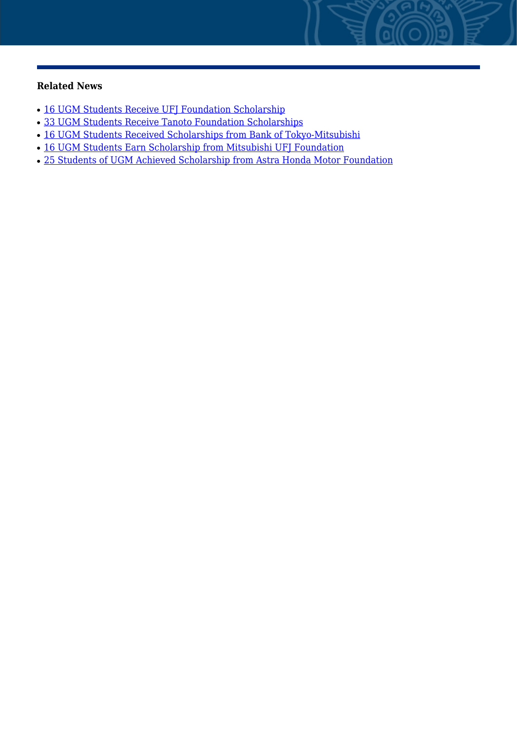### Related News

- 16 UGM Students Receive UFJ Foundation Scholarship
- 33 UGM Students Receive Tanoto Foundation Scholarships
- 16 UGM Students Received Scholarships from Bank of Tokyo-Mitsubishi
- 16 UGM Students Earn Scholarship from Mitsubishi UFJ Foundation
- 25 Students of UGM Achieved Scholarship from Astra Honda Motor Foundation